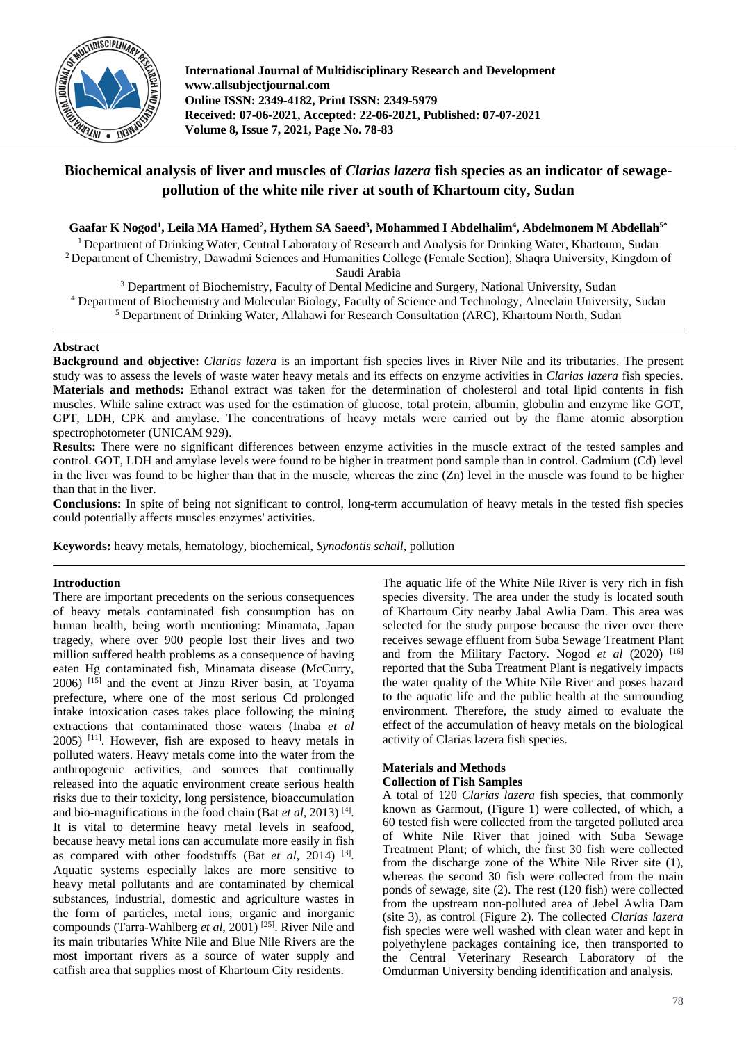# Biochemical analysis of liver and muscles of *Clarias lazera* fish species as an indicator of sewage-pollution of the white nile river at south of Khartoum city, Sudan

**Gaafar K Nogod[1], Leila MA Hamed[2], Hythem SA Saeed[3], Mohammed I Abdelhalim[4], Abdelmonem M Abdellah[5*]**

[1] Department of Drinking Water, Central Laboratory of Research and Analysis for Drinking Water, Khartoum, Sudan
[2] Department of Chemistry, Dawadmi Sciences and Humanities College (Female Section), Shaqra University, Kingdom of Saudi Arabia
[3] Department of Biochemistry, Faculty of Dental Medicine and Surgery, National University, Sudan
[4] Department of Biochemistry and Molecular Biology, Faculty of Science and Technology, Alneelain University, Sudan
[5] Department of Drinking Water, Allahawi for Research Consultation (ARC), Khartoum North, Sudan

## Abstract

**Background and objective:** *Clarias lazera* is an important fish species lives in River Nile and its tributaries. The present study was to assess the levels of waste water heavy metals and its effects on enzyme activities in *Clarias lazera* fish species.
**Materials and methods:** Ethanol extract was taken for the determination of cholesterol and total lipid contents in fish muscles. While saline extract was used for the estimation of glucose, total protein, albumin, globulin and enzyme like GOT, GPT, LDH, CPK and amylase. The concentrations of heavy metals were carried out by the flame atomic absorption spectrophotometer (UNICAM 929).
**Results:** There were no significant differences between enzyme activities in the muscle extract of the tested samples and control. GOT, LDH and amylase levels were found to be higher in treatment pond sample than in control. Cadmium (Cd) level in the liver was found to be higher than that in the muscle, whereas the zinc (Zn) level in the muscle was found to be higher than that in the liver.
**Conclusions:** In spite of being not significant to control, long-term accumulation of heavy metals in the tested fish species could potentially affects muscles enzymes' activities.

**Keywords:** heavy metals, hematology, biochemical, *Synodontis schall*, pollution

## Introduction

There are important precedents on the serious consequences of heavy metals contaminated fish consumption has on human health, being worth mentioning: Minamata, Japan tragedy, where over 900 people lost their lives and two million suffered health problems as a consequence of having eaten Hg contaminated fish, Minamata disease (McCurry, 2006) [15] and the event at Jinzu River basin, at Toyama prefecture, where one of the most serious Cd prolonged intake intoxication cases takes place following the mining extractions that contaminated those waters (Inaba *et al* 2005) [11]. However, fish are exposed to heavy metals in polluted waters. Heavy metals come into the water from the anthropogenic activities, and sources that continually released into the aquatic environment create serious health risks due to their toxicity, long persistence, bioaccumulation and bio-magnifications in the food chain (Bat *et al*, 2013) [4]. It is vital to determine heavy metal levels in seafood, because heavy metal ions can accumulate more easily in fish as compared with other foodstuffs (Bat *et al*, 2014) [3]. Aquatic systems especially lakes are more sensitive to heavy metal pollutants and are contaminated by chemical substances, industrial, domestic and agriculture wastes in the form of particles, metal ions, organic and inorganic compounds (Tarra-Wahlberg *et al*, 2001) [25]. River Nile and its main tributaries White Nile and Blue Nile Rivers are the most important rivers as a source of water supply and catfish area that supplies most of Khartoum City residents.

The aquatic life of the White Nile River is very rich in fish species diversity. The area under the study is located south of Khartoum City nearby Jabal Awlia Dam. This area was selected for the study purpose because the river over there receives sewage effluent from Suba Sewage Treatment Plant and from the Military Factory. Nogod *et al* (2020) [16] reported that the Suba Treatment Plant is negatively impacts the water quality of the White Nile River and poses hazard to the aquatic life and the public health at the surrounding environment. Therefore, the study aimed to evaluate the effect of the accumulation of heavy metals on the biological activity of Clarias lazera fish species.

## Materials and Methods

### Collection of Fish Samples

A total of 120 *Clarias lazera* fish species, that commonly known as Garmout, (Figure 1) were collected, of which, a 60 tested fish were collected from the targeted polluted area of White Nile River that joined with Suba Sewage Treatment Plant; of which, the first 30 fish were collected from the discharge zone of the White Nile River site (1), whereas the second 30 fish were collected from the main ponds of sewage, site (2). The rest (120 fish) were collected from the upstream non-polluted area of Jebel Awlia Dam (site 3), as control (Figure 2). The collected *Clarias lazera* fish species were well washed with clean water and kept in polyethylene packages containing ice, then transported to the Central Veterinary Research Laboratory of the Omdurman University bending identification and analysis.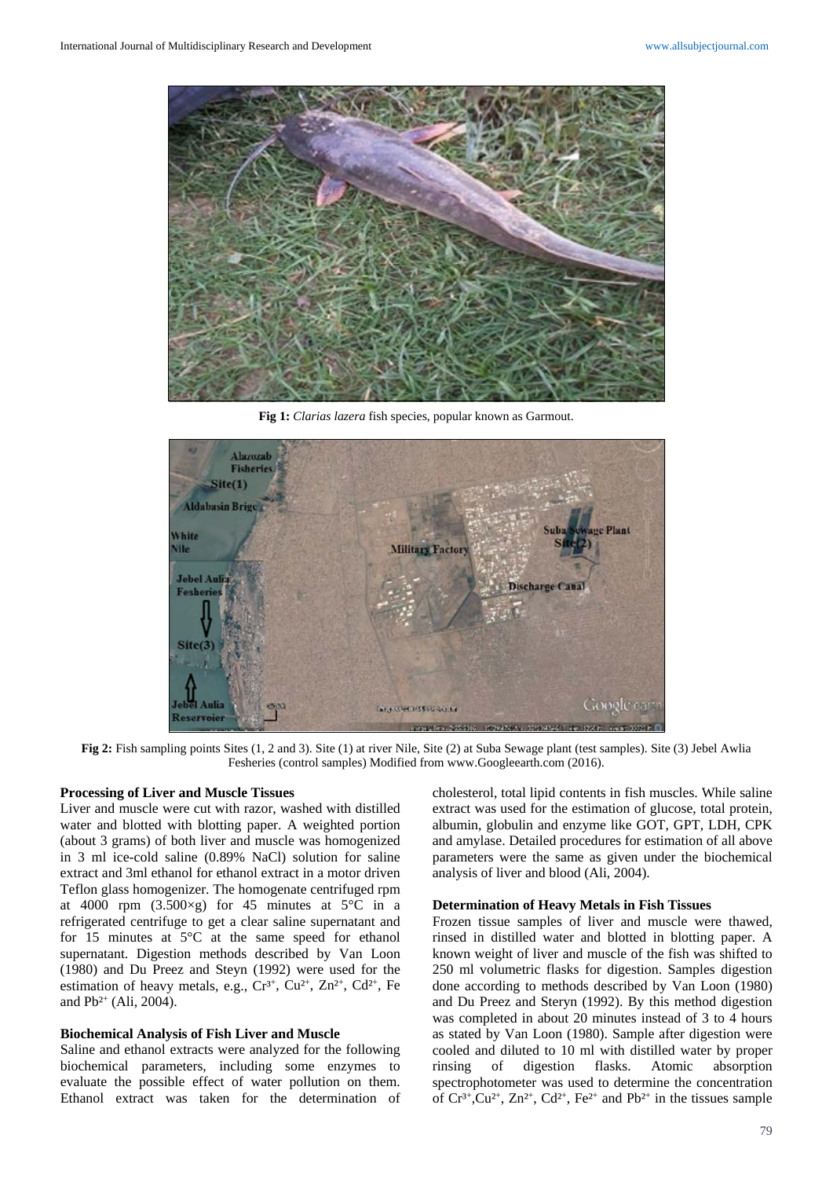**Fig 1:** *Clarias lazera* fish species, popular known as Garmout.

**Fig 2:** Fish sampling points Sites (1, 2 and 3). Site (1) at river Nile, Site (2) at Suba Sewage plant (test samples). Site (3) Jebel Awlia Fesheries (control samples) Modified from www.Googleearth.com (2016).

### Processing of Liver and Muscle Tissues

Liver and muscle were cut with razor, washed with distilled water and blotted with blotting paper. A weighted portion (about 3 grams) of both liver and muscle was homogenized in 3 ml ice-cold saline (0.89% NaCl) solution for saline extract and 3ml ethanol for ethanol extract in a motor driven Teflon glass homogenizer. The homogenate centrifuged rpm at 4000 rpm (3.500×g) for 45 minutes at 5°C in a refrigerated centrifuge to get a clear saline supernatant and for 15 minutes at 5°C at the same speed for ethanol supernatant. Digestion methods described by Van Loon (1980) and Du Preez and Steyn (1992) were used for the estimation of heavy metals, e.g., $Cr^{3+}$, $Cu^{2+}$, $Zn^{2+}$, $Cd^{2+}$, Fe and $Pb^{2+}$ (Ali, 2004).

### Biochemical Analysis of Fish Liver and Muscle

Saline and ethanol extracts were analyzed for the following biochemical parameters, including some enzymes to evaluate the possible effect of water pollution on them. Ethanol extract was taken for the determination of cholesterol, total lipid contents in fish muscles. While saline extract was used for the estimation of glucose, total protein, albumin, globulin and enzyme like GOT, GPT, LDH, CPK and amylase. Detailed procedures for estimation of all above parameters were the same as given under the biochemical analysis of liver and blood (Ali, 2004).

### Determination of Heavy Metals in Fish Tissues

Frozen tissue samples of liver and muscle were thawed, rinsed in distilled water and blotted in blotting paper. A known weight of liver and muscle of the fish was shifted to 250 ml volumetric flasks for digestion. Samples digestion done according to methods described by Van Loon (1980) and Du Preez and Steryn (1992). By this method digestion was completed in about 20 minutes instead of 3 to 4 hours as stated by Van Loon (1980). Sample after digestion were cooled and diluted to 10 ml with distilled water by proper rinsing of digestion flasks. Atomic absorption spectrophotometer was used to determine the concentration of $Cr^{3+}$, $Cu^{2+}$, $Zn^{2+}$, $Cd^{2+}$, $Fe^{2+}$ and $Pb^{2+}$ in the tissues sample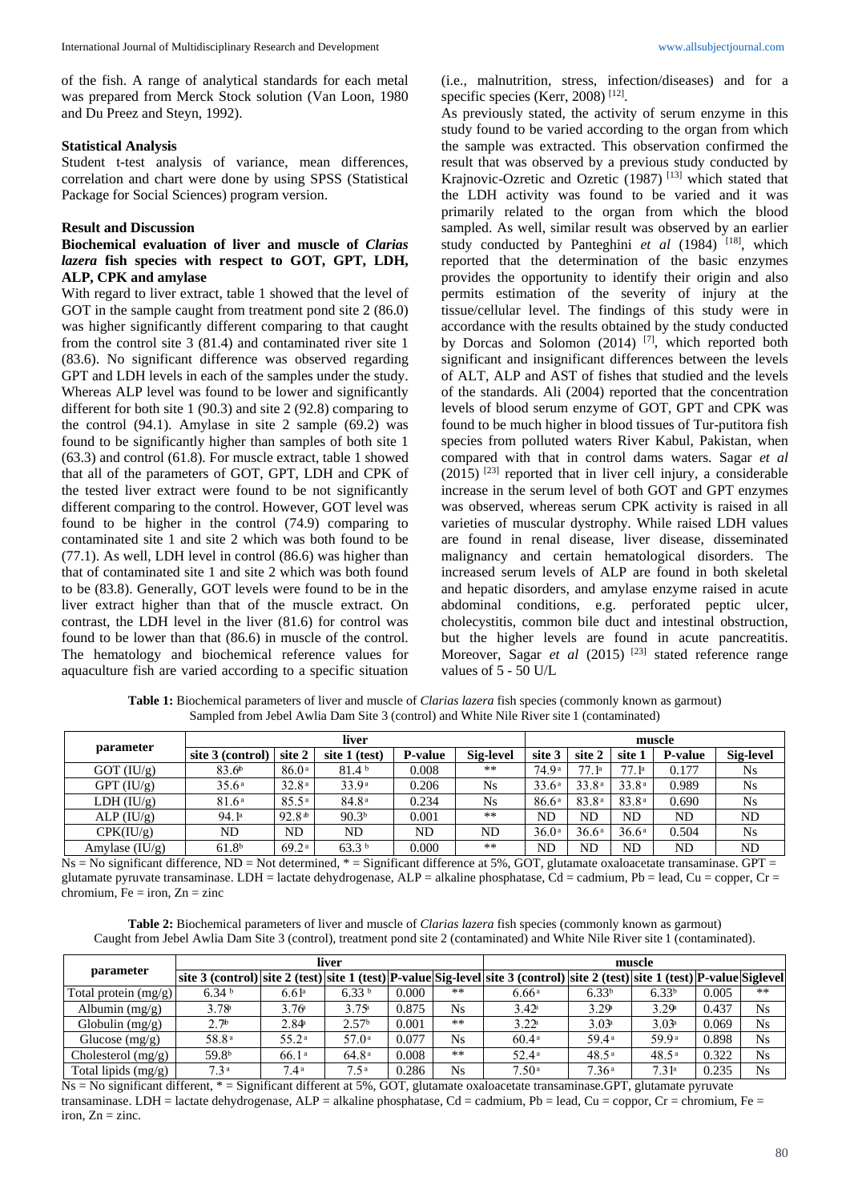of the fish. A range of analytical standards for each metal was prepared from Merck Stock solution (Van Loon, 1980 and Du Preez and Steyn, 1992).

### Statistical Analysis

Student t-test analysis of variance, mean differences, correlation and chart were done by using SPSS (Statistical Package for Social Sciences) program version.

## Result and Discussion

### Biochemical evaluation of liver and muscle of *Clarias lazera* fish species with respect to GOT, GPT, LDH, ALP, CPK and amylase

With regard to liver extract, table 1 showed that the level of GOT in the sample caught from treatment pond site 2 (86.0) was higher significantly different comparing to that caught from the control site 3 (81.4) and contaminated river site 1 (83.6). No significant difference was observed regarding GPT and LDH levels in each of the samples under the study. Whereas ALP level was found to be lower and significantly different for both site 1 (90.3) and site 2 (92.8) comparing to the control (94.1). Amylase in site 2 sample (69.2) was found to be significantly higher than samples of both site 1 (63.3) and control (61.8). For muscle extract, table 1 showed that all of the parameters of GOT, GPT, LDH and CPK of the tested liver extract were found to be not significantly different comparing to the control. However, GOT level was found to be higher in the control (74.9) comparing to contaminated site 1 and site 2 which was both found to be (77.1). As well, LDH level in control (86.6) was higher than that of contaminated site 1 and site 2 which was both found to be (83.8). Generally, GOT levels were found to be in the liver extract higher than that of the muscle extract. On contrast, the LDH level in the liver (81.6) for control was found to be lower than that (86.6) in muscle of the control. The hematology and biochemical reference values for aquaculture fish are varied according to a specific situation (i.e., malnutrition, stress, infection/diseases) and for a specific species (Kerr, 2008) [12].

As previously stated, the activity of serum enzyme in this study found to be varied according to the organ from which the sample was extracted. This observation confirmed the result that was observed by a previous study conducted by Krajnovic-Ozretic and Ozretic (1987) [13] which stated that the LDH activity was found to be varied and it was primarily related to the organ from which the blood sampled. As well, similar result was observed by an earlier study conducted by Panteghini *et al* (1984) [18], which reported that the determination of the basic enzymes provides the opportunity to identify their origin and also permits estimation of the severity of injury at the tissue/cellular level. The findings of this study were in accordance with the results obtained by the study conducted by Dorcas and Solomon (2014) [7], which reported both significant and insignificant differences between the levels of ALT, ALP and AST of fishes that studied and the levels of the standards. Ali (2004) reported that the concentration levels of blood serum enzyme of GOT, GPT and CPK was found to be much higher in blood tissues of Tur-putitora fish species from polluted waters River Kabul, Pakistan, when compared with that in control dams waters. Sagar *et al* (2015) [23] reported that in liver cell injury, a considerable increase in the serum level of both GOT and GPT enzymes was observed, whereas serum CPK activity is raised in all varieties of muscular dystrophy. While raised LDH values are found in renal disease, liver disease, disseminated malignancy and certain hematological disorders. The increased serum levels of ALP are found in both skeletal and hepatic disorders, and amylase enzyme raised in acute abdominal conditions, e.g. perforated peptic ulcer, cholecystitis, common bile duct and intestinal obstruction, but the higher levels are found in acute pancreatitis. Moreover, Sagar *et al* (2015) [23] stated reference range values of 5 - 50 U/L

**Table 1:** Biochemical parameters of liver and muscle of *Clarias lazera* fish species (commonly known as garmout) Sampled from Jebel Awlia Dam Site 3 (control) and White Nile River site 1 (contaminated)

| parameter | liver | | | | | muscle | | | | |
|---|---|---|---|---|---|---|---|---|---|---|
| | site 3 (control) | site 2 | site 1 (test) | P-value | Sig-level | site 3 | site 2 | site 1 | P-value | Sig-level |
| GOT (IU/g) | 83.6[b] | 86.0[a] | 81.4[b] | 0.008 | ** | 74.9[a] | 77.1[a] | 77.1[a] | 0.177 | Ns |
| GPT (IU/g) | 35.6[a] | 32.8[a] | 33.9[a] | 0.206 | Ns | 33.6[a] | 33.8[a] | 33.8[a] | 0.989 | Ns |
| LDH (IU/g) | 81.6[a] | 85.5[a] | 84.8[a] | 0.234 | Ns | 86.6[a] | 83.8[a] | 83.8[a] | 0.690 | Ns |
| ALP (IU/g) | 94.1[a] | 92.8[ab] | 90.3[b] | 0.001 | ** | ND | ND | ND | ND | ND |
| CPK(IU/g) | ND | ND | ND | ND | ND | 36.0[a] | 36.6[a] | 36.6[a] | 0.504 | Ns |
| Amylase (IU/g) | 61.8[b] | 69.2[a] | 63.3[b] | 0.000 | ** | ND | ND | ND | ND | ND |

Ns = No significant difference, ND = Not determined, * = Significant difference at 5%, GOT, glutamate oxaloacetate transaminase. GPT = glutamate pyruvate transaminase. LDH = lactate dehydrogenase, ALP = alkaline phosphatase, Cd = cadmium, Pb = lead, Cu = copper, Cr = chromium, Fe = iron, Zn = zinc

**Table 2:** Biochemical parameters of liver and muscle of *Clarias lazera* fish species (commonly known as garmout) Caught from Jebel Awlia Dam Site 3 (control), treatment pond site 2 (contaminated) and White Nile River site 1 (contaminated).

| parameter | liver | | | | | muscle | | | | |
|---|---|---|---|---|---|---|---|---|---|---|
| | site 3 (control) | site 2 (test) | site 1 (test) | P-value | Sig-level | site 3 (control) | site 2 (test) | site 1 (test) | P-value | Siglevel |
| Total protein (mg/g) | 6.34[b] | 6.61[a] | 6.33[b] | 0.000 | ** | 6.66[a] | 6.33[b] | 6.33[b] | 0.005 | ** |
| Albumin (mg/g) | 3.78[a] | 3.76[a] | 3.75[a] | 0.875 | Ns | 3.42[a] | 3.29[a] | 3.29[a] | 0.437 | Ns |
| Globulin (mg/g) | 2.7[b] | 2.84[a] | 2.57[b] | 0.001 | ** | 3.22[a] | 3.03[a] | 3.03[a] | 0.069 | Ns |
| Glucose (mg/g) | 58.8[a] | 55.2[a] | 57.0[a] | 0.077 | Ns | 60.4[a] | 59.4[a] | 59.9[a] | 0.898 | Ns |
| Cholesterol (mg/g) | 59.8[b] | 66.1[a] | 64.8[a] | 0.008 | ** | 52.4[a] | 48.5[a] | 48.5[a] | 0.322 | Ns |
| Total lipids (mg/g) | 7.3[a] | 7.4[a] | 7.5[a] | 0.286 | Ns | 7.50[a] | 7.36[a] | 7.31[a] | 0.235 | Ns |

Ns = No significant different, * = Significant different at 5%, GOT, glutamate oxaloacetate transaminase.GPT, glutamate pyruvate transaminase. LDH = lactate dehydrogenase, ALP = alkaline phosphatase, Cd = cadmium, Pb = lead, Cu = coppor, Cr = chromium, Fe = iron, Zn = zinc.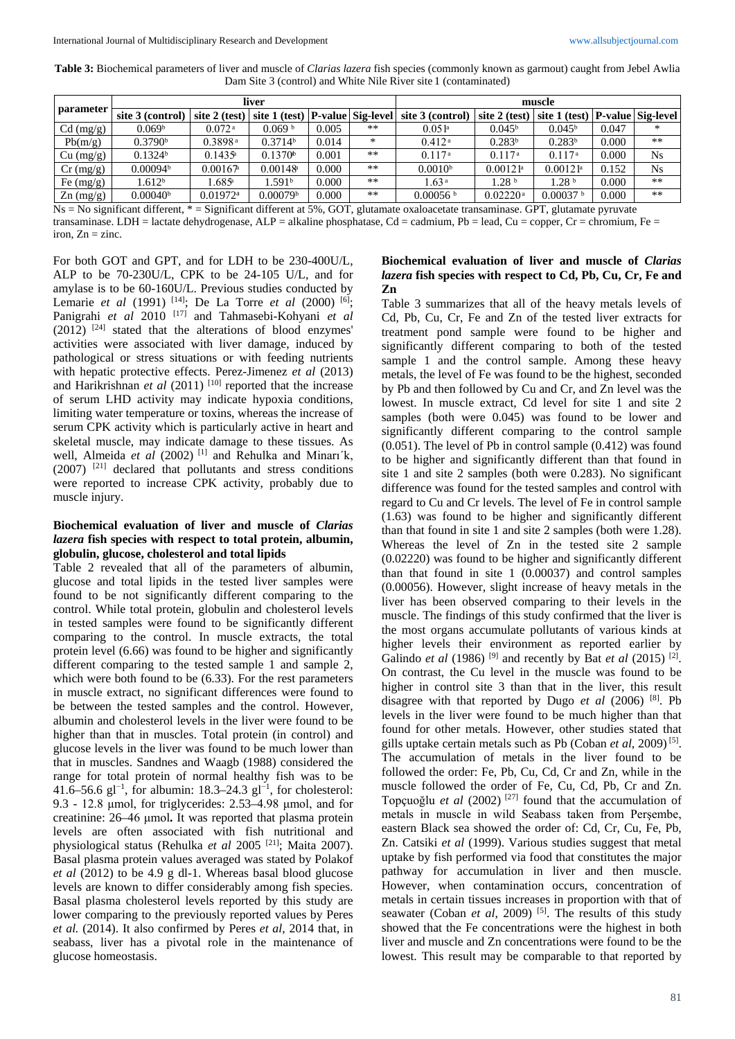**Table 3:** Biochemical parameters of liver and muscle of *Clarias lazera* fish species (commonly known as garmout) caught from Jebel Awlia Dam Site 3 (control) and White Nile River site 1 (contaminated)

| parameter | liver | | | | | muscle | | | | |
|---|---|---|---|---|---|---|---|---|---|---|
| | site 3 (control) | site 2 (test) | site 1 (test) | P-value | Sig-level | site 3 (control) | site 2 (test) | site 1 (test) | P-value | Sig-level |
| Cd (mg/g) | 0.069[b] | 0.072[a] | 0.069[b] | 0.005 | ** | 0.051[a] | 0.045[b] | 0.045[b] | 0.047 | * |
| Pb(m/g) | 0.3790[b] | 0.3898[a] | 0.3714[b] | 0.014 | * | 0.412[a] | 0.283[b] | 0.283[b] | 0.000 | ** |
| Cu (mg/g) | 0.1324[b] | 0.1435[a] | 0.1370[b] | 0.001 | ** | 0.117[a] | 0.117[a] | 0.117[a] | 0.000 | Ns |
| Cr (mg/g) | 0.00094[b] | 0.00167[a] | 0.00148[b] | 0.000 | ** | 0.0010[b] | 0.00121[a] | 0.00121[a] | 0.152 | Ns |
| Fe (mg/g) | 1.612[b] | 1.685[a] | 1.591[b] | 0.000 | ** | 1.63[a] | 1.28[b] | 1.28[b] | 0.000 | ** |
| Zn (mg/g) | 0.00040[b] | 0.01972[a] | 0.00079[b] | 0.000 | ** | 0.00056[b] | 0.02220[a] | 0.00037[b] | 0.000 | ** |

Ns = No significant different, * = Significant different at 5%, GOT, glutamate oxaloacetate transaminase. GPT, glutamate pyruvate transaminase. LDH = lactate dehydrogenase, ALP = alkaline phosphatase, Cd = cadmium, Pb = lead, Cu = copper, Cr = chromium, Fe = iron, Zn = zinc.

For both GOT and GPT, and for LDH to be 230-400U/L, ALP to be 70-230U/L, CPK to be 24-105 U/L, and for amylase is to be 60-160U/L. Previous studies conducted by Lemarie *et al* (1991) [14]; De La Torre *et al* (2000) [6]; Panigrahi *et al* 2010 [17] and Tahmasebi-Kohyani *et al* (2012) [24] stated that the alterations of blood enzymes' activities were associated with liver damage, induced by pathological or stress situations or with feeding nutrients with hepatic protective effects. Perez-Jimenez *et al* (2013) and Harikrishnan *et al* (2011) [10] reported that the increase of serum LHD activity may indicate hypoxia conditions, limiting water temperature or toxins, whereas the increase of serum CPK activity which is particularly active in heart and skeletal muscle, may indicate damage to these tissues. As well, Almeida *et al* (2002) [1] and Rehulka and Minarı´k, (2007) [21] declared that pollutants and stress conditions were reported to increase CPK activity, probably due to muscle injury.

### Biochemical evaluation of liver and muscle of *Clarias lazera* fish species with respect to total protein, albumin, globulin, glucose, cholesterol and total lipids

Table 2 revealed that all of the parameters of albumin, glucose and total lipids in the tested liver samples were found to be not significantly different comparing to the control. While total protein, globulin and cholesterol levels in tested samples were found to be significantly different comparing to the control. In muscle extracts, the total protein level (6.66) was found to be higher and significantly different comparing to the tested sample 1 and sample 2, which were both found to be (6.33). For the rest parameters in muscle extract, no significant differences were found to be between the tested samples and the control. However, albumin and cholesterol levels in the liver were found to be higher than that in muscles. Total protein (in control) and glucose levels in the liver was found to be much lower than that in muscles. Sandnes and Waagb (1988) considered the range for total protein of normal healthy fish was to be 41.6–56.6 $gl^{-1}$, for albumin: 18.3–24.3 $gl^{-1}$, for cholesterol: 9.3 - 12.8 µmol, for triglycerides: 2.53–4.98 µmol, and for creatinine: 26–46 µmol**.** It was reported that plasma protein levels are often associated with fish nutritional and physiological status (Rehulka *et al* 2005 [21]; Maita 2007). Basal plasma protein values averaged was stated by Polakof *et al* (2012) to be 4.9 g dl-1. Whereas basal blood glucose levels are known to differ considerably among fish species. Basal plasma cholesterol levels reported by this study are lower comparing to the previously reported values by Peres *et al.* (2014). It also confirmed by Peres *et al*, 2014 that, in seabass, liver has a pivotal role in the maintenance of glucose homeostasis.

### Biochemical evaluation of liver and muscle of *Clarias lazera* fish species with respect to Cd, Pb, Cu, Cr, Fe and Zn

Table 3 summarizes that all of the heavy metals levels of Cd, Pb, Cu, Cr, Fe and Zn of the tested liver extracts for treatment pond sample were found to be higher and significantly different comparing to both of the tested sample 1 and the control sample. Among these heavy metals, the level of Fe was found to be the highest, seconded by Pb and then followed by Cu and Cr, and Zn level was the lowest. In muscle extract, Cd level for site 1 and site 2 samples (both were 0.045) was found to be lower and significantly different comparing to the control sample (0.051). The level of Pb in control sample (0.412) was found to be higher and significantly different than that found in site 1 and site 2 samples (both were 0.283). No significant difference was found for the tested samples and control with regard to Cu and Cr levels. The level of Fe in control sample (1.63) was found to be higher and significantly different than that found in site 1 and site 2 samples (both were 1.28). Whereas the level of Zn in the tested site 2 sample (0.02220) was found to be higher and significantly different than that found in site 1 (0.00037) and control samples (0.00056). However, slight increase of heavy metals in the liver has been observed comparing to their levels in the muscle. The findings of this study confirmed that the liver is the most organs accumulate pollutants of various kinds at higher levels their environment as reported earlier by Galindo *et al* (1986) [9] and recently by Bat *et al* (2015) [2]. On contrast, the Cu level in the muscle was found to be higher in control site 3 than that in the liver, this result disagree with that reported by Dugo *et al* (2006) [8]. Pb levels in the liver were found to be much higher than that found for other metals. However, other studies stated that gills uptake certain metals such as Pb (Coban *et al*, 2009) [5]. The accumulation of metals in the liver found to be followed the order: Fe, Pb, Cu, Cd, Cr and Zn, while in the muscle followed the order of Fe, Cu, Cd, Pb, Cr and Zn. Topçuoğlu *et al* (2002) [27] found that the accumulation of metals in muscle in wild Seabass taken from Perşembe, eastern Black sea showed the order of: Cd, Cr, Cu, Fe, Pb, Zn. Catsiki *et al* (1999). Various studies suggest that metal uptake by fish performed via food that constitutes the major pathway for accumulation in liver and then muscle. However, when contamination occurs, concentration of metals in certain tissues increases in proportion with that of seawater (Coban *et al*, 2009) [5]. The results of this study showed that the Fe concentrations were the highest in both liver and muscle and Zn concentrations were found to be the lowest. This result may be comparable to that reported by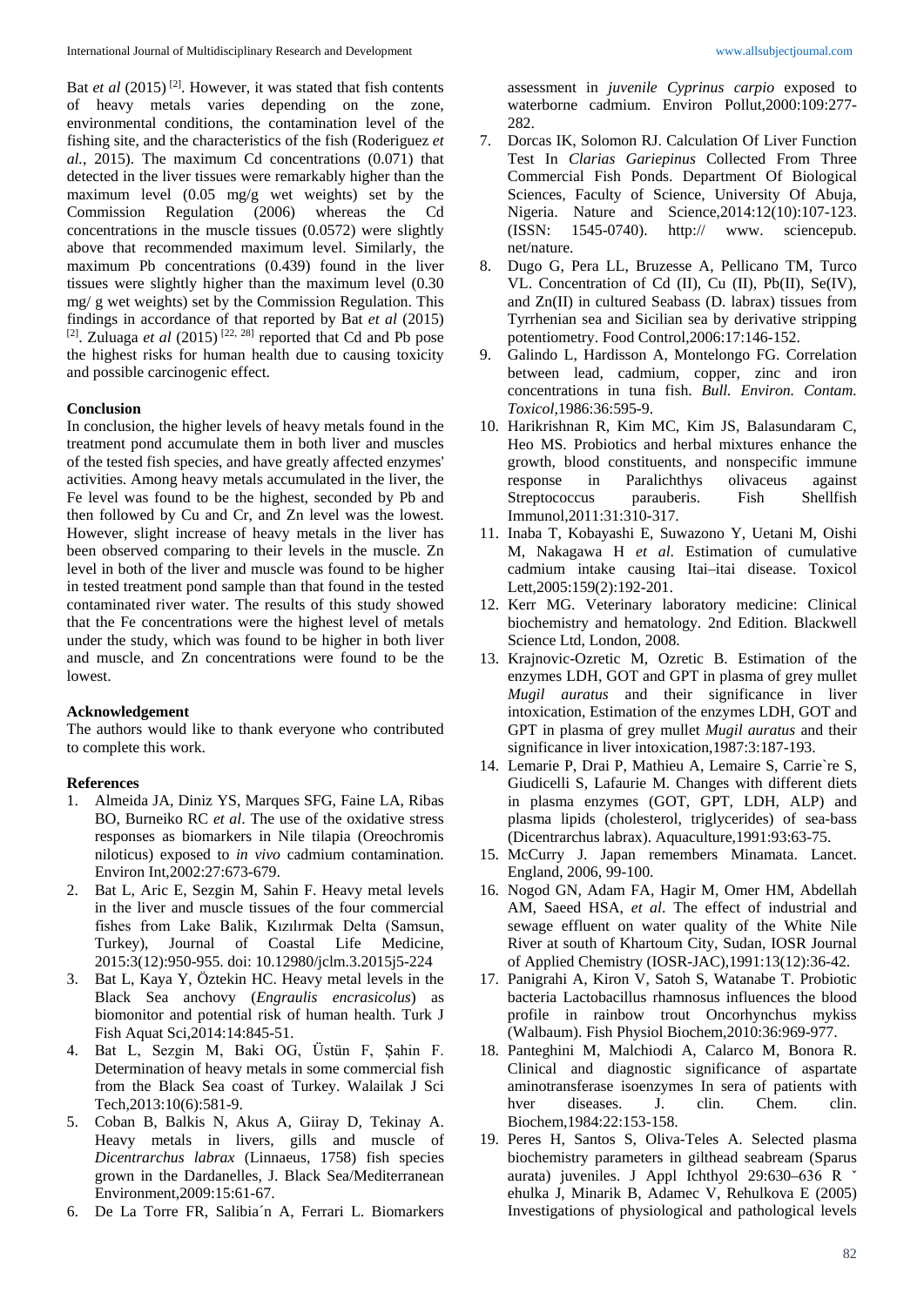Bat *et al* (2015) [2]. However, it was stated that fish contents of heavy metals varies depending on the zone, environmental conditions, the contamination level of the fishing site, and the characteristics of the fish (Roderiguez *et al.*, 2015). The maximum Cd concentrations (0.071) that detected in the liver tissues were remarkably higher than the maximum level (0.05 mg/g wet weights) set by the Commission Regulation (2006) whereas the Cd concentrations in the muscle tissues (0.0572) were slightly above that recommended maximum level. Similarly, the maximum Pb concentrations (0.439) found in the liver tissues were slightly higher than the maximum level (0.30 mg/ g wet weights) set by the Commission Regulation. This findings in accordance of that reported by Bat *et al* (2015) [2]. Zuluaga *et al* (2015) [22, 28] reported that Cd and Pb pose the highest risks for human health due to causing toxicity and possible carcinogenic effect.

## Conclusion

In conclusion, the higher levels of heavy metals found in the treatment pond accumulate them in both liver and muscles of the tested fish species, and have greatly affected enzymes' activities. Among heavy metals accumulated in the liver, the Fe level was found to be the highest, seconded by Pb and then followed by Cu and Cr, and Zn level was the lowest. However, slight increase of heavy metals in the liver has been observed comparing to their levels in the muscle. Zn level in both of the liver and muscle was found to be higher in tested treatment pond sample than that found in the tested contaminated river water. The results of this study showed that the Fe concentrations were the highest level of metals under the study, which was found to be higher in both liver and muscle, and Zn concentrations were found to be the lowest.

## Acknowledgement

The authors would like to thank everyone who contributed to complete this work.

## References

1. Almeida JA, Diniz YS, Marques SFG, Faine LA, Ribas BO, Burneiko RC *et al*. The use of the oxidative stress responses as biomarkers in Nile tilapia (Oreochromis niloticus) exposed to *in vivo* cadmium contamination. Environ Int,2002:27:673-679.
2. Bat L, Aric E, Sezgin M, Sahin F. Heavy metal levels in the liver and muscle tissues of the four commercial fishes from Lake Balik, Kızılırmak Delta (Samsun, Turkey), Journal of Coastal Life Medicine, 2015:3(12):950-955. doi: 10.12980/jclm.3.2015j5-224
3. Bat L, Kaya Y, Öztekin HC. Heavy metal levels in the Black Sea anchovy (*Engraulis encrasicolus*) as biomonitor and potential risk of human health. Turk J Fish Aquat Sci,2014:14:845-51.
4. Bat L, Sezgin M, Baki OG, Üstün F, Şahin F. Determination of heavy metals in some commercial fish from the Black Sea coast of Turkey. Walailak J Sci Tech,2013:10(6):581-9.
5. Coban B, Balkis N, Akus A, Giiray D, Tekinay A. Heavy metals in livers, gills and muscle of *Dicentrarchus labrax* (Linnaeus, 1758) fish species grown in the Dardanelles, J. Black Sea/Mediterranean Environment,2009:15:61-67.
6. De La Torre FR, Salibia´n A, Ferrari L. Biomarkers assessment in *juvenile Cyprinus carpio* exposed to waterborne cadmium. Environ Pollut,2000:109:277-282.
7. Dorcas IK, Solomon RJ. Calculation Of Liver Function Test In *Clarias Gariepinus* Collected From Three Commercial Fish Ponds. Department Of Biological Sciences, Faculty of Science, University Of Abuja, Nigeria. Nature and Science,2014:12(10):107-123. (ISSN: 1545-0740). http:// www. sciencepub. net/nature.
8. Dugo G, Pera LL, Bruzesse A, Pellicano TM, Turco VL. Concentration of Cd (II), Cu (II), Pb(II), Se(IV), and Zn(II) in cultured Seabass (D. labrax) tissues from Tyrrhenian sea and Sicilian sea by derivative stripping potentiometry. Food Control,2006:17:146-152.
9. Galindo L, Hardisson A, Montelongo FG. Correlation between lead, cadmium, copper, zinc and iron concentrations in tuna fish. *Bull. Environ. Contam. Toxicol*,1986:36:595-9.
10. Harikrishnan R, Kim MC, Kim JS, Balasundaram C, Heo MS. Probiotics and herbal mixtures enhance the growth, blood constituents, and nonspecific immune response in Paralichthys olivaceus against Streptococcus parauberis. Fish Shellfish Immunol,2011:31:310-317.
11. Inaba T, Kobayashi E, Suwazono Y, Uetani M, Oishi M, Nakagawa H *et al*. Estimation of cumulative cadmium intake causing Itai–itai disease. Toxicol Lett,2005:159(2):192-201.
12. Kerr MG. Veterinary laboratory medicine: Clinical biochemistry and hematology. 2nd Edition. Blackwell Science Ltd, London, 2008.
13. Krajnovic-Ozretic M, Ozretic B. Estimation of the enzymes LDH, GOT and GPT in plasma of grey mullet *Mugil auratus* and their significance in liver intoxication, Estimation of the enzymes LDH, GOT and GPT in plasma of grey mullet *Mugil auratus* and their significance in liver intoxication,1987:3:187-193.
14. Lemarie P, Drai P, Mathieu A, Lemaire S, Carrie`re S, Giudicelli S, Lafaurie M. Changes with different diets in plasma enzymes (GOT, GPT, LDH, ALP) and plasma lipids (cholesterol, triglycerides) of sea-bass (Dicentrarchus labrax). Aquaculture,1991:93:63-75.
15. McCurry J. Japan remembers Minamata. Lancet. England, 2006, 99-100.
16. Nogod GN, Adam FA, Hagir M, Omer HM, Abdellah AM, Saeed HSA, *et al*. The effect of industrial and sewage effluent on water quality of the White Nile River at south of Khartoum City, Sudan, IOSR Journal of Applied Chemistry (IOSR-JAC),1991:13(12):36-42.
17. Panigrahi A, Kiron V, Satoh S, Watanabe T. Probiotic bacteria Lactobacillus rhamnosus influences the blood profile in rainbow trout Oncorhynchus mykiss (Walbaum). Fish Physiol Biochem,2010:36:969-977.
18. Panteghini M, Malchiodi A, Calarco M, Bonora R. Clinical and diagnostic significance of aspartate aminotransferase isoenzymes In sera of patients with hver diseases. J. clin. Chem. clin. Biochem,1984:22:153-158.
19. Peres H, Santos S, Oliva-Teles A. Selected plasma biochemistry parameters in gilthead seabream (Sparus aurata) juveniles. J Appl Ichthyol 29:630–636 R ˇ ehulka J, Minarik B, Adamec V, Rehulkova E (2005) Investigations of physiological and pathological levels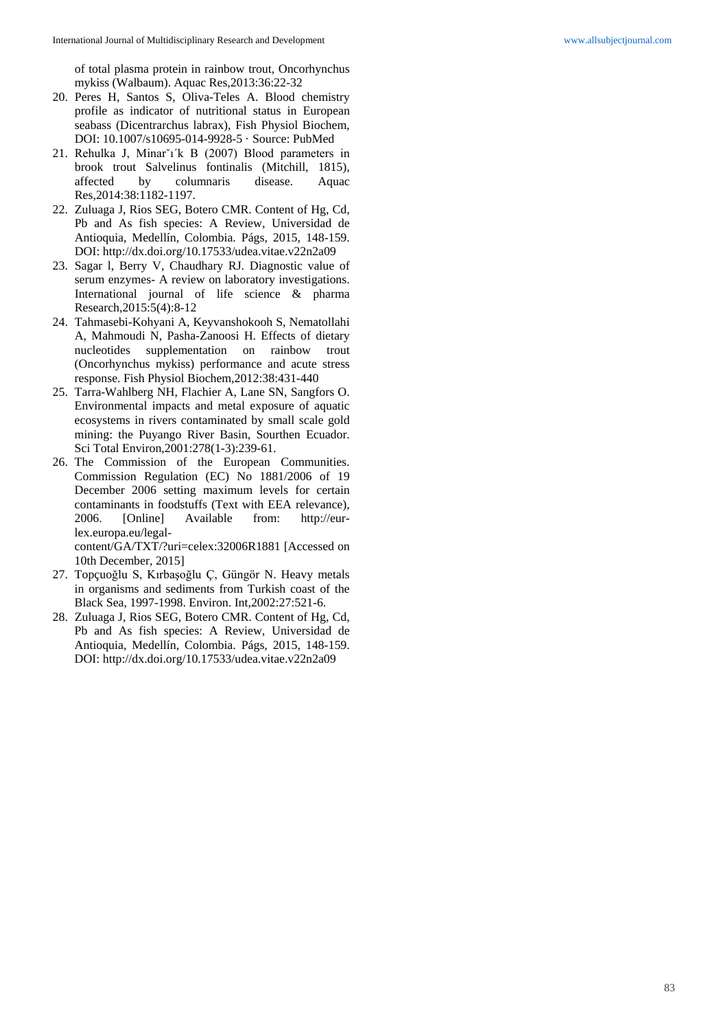of total plasma protein in rainbow trout, Oncorhynchus mykiss (Walbaum). Aquac Res,2013:36:22-32

20. Peres H, Santos S, Oliva-Teles A. Blood chemistry profile as indicator of nutritional status in European seabass (Dicentrarchus labrax), Fish Physiol Biochem, DOI: 10.1007/s10695-014-9928-5 · Source: PubMed
21. Rehulka J, Minarˇı´k B (2007) Blood parameters in brook trout Salvelinus fontinalis (Mitchill, 1815), affected by columnaris disease. Aquac Res,2014:38:1182-1197.
22. Zuluaga J, Rios SEG, Botero CMR. Content of Hg, Cd, Pb and As fish species: A Review, Universidad de Antioquia, Medellín, Colombia. Págs, 2015, 148-159. DOI: http://dx.doi.org/10.17533/udea.vitae.v22n2a09
23. Sagar l, Berry V, Chaudhary RJ. Diagnostic value of serum enzymes- A review on laboratory investigations. International journal of life science & pharma Research,2015:5(4):8-12
24. Tahmasebi-Kohyani A, Keyvanshokooh S, Nematollahi A, Mahmoudi N, Pasha-Zanoosi H. Effects of dietary nucleotides supplementation on rainbow trout (Oncorhynchus mykiss) performance and acute stress response. Fish Physiol Biochem,2012:38:431-440
25. Tarra-Wahlberg NH, Flachier A, Lane SN, Sangfors O. Environmental impacts and metal exposure of aquatic ecosystems in rivers contaminated by small scale gold mining: the Puyango River Basin, Sourthen Ecuador. Sci Total Environ,2001:278(1-3):239-61.
26. The Commission of the European Communities. Commission Regulation (EC) No 1881/2006 of 19 December 2006 setting maximum levels for certain contaminants in foodstuffs (Text with EEA relevance), 2006. [Online] Available from: http://eur-lex.europa.eu/legal-content/GA/TXT/?uri=celex:32006R1881 [Accessed on 10th December, 2015]
27. Topçuoğlu S, Kırbaşoğlu Ç, Güngör N. Heavy metals in organisms and sediments from Turkish coast of the Black Sea, 1997-1998. Environ. Int,2002:27:521-6.
28. Zuluaga J, Rios SEG, Botero CMR. Content of Hg, Cd, Pb and As fish species: A Review, Universidad de Antioquia, Medellín, Colombia. Págs, 2015, 148-159. DOI: http://dx.doi.org/10.17533/udea.vitae.v22n2a09